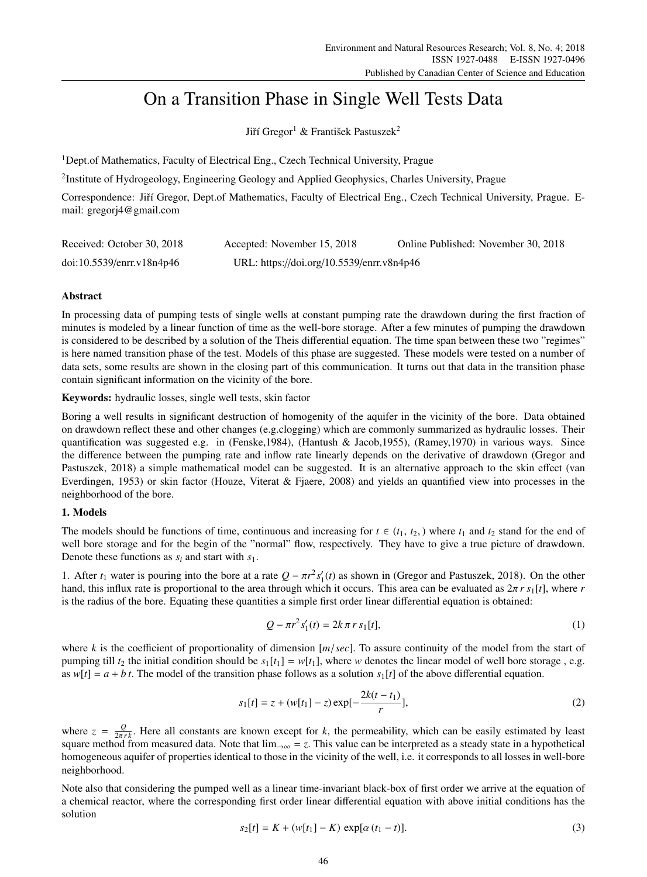# On a Transition Phase in Single Well Tests Data

Jiří Gregor[1] & František Pastuszek[2]

[1]Dept.of Mathematics, Faculty of Electrical Eng., Czech Technical University, Prague

[2]Institute of Hydrogeology, Engineering Geology and Applied Geophysics, Charles University, Prague

Correspondence: Jiří Gregor, Dept.of Mathematics, Faculty of Electrical Eng., Czech Technical University, Prague. E-mail: gregorj4@gmail.com

Received: October 30, 2018 Accepted: November 15, 2018 Online Published: November 30, 2018

doi:10.5539/enrr.v18n4p46 URL: https://doi.org/10.5539/enrr.v8n4p46

## Abstract

In processing data of pumping tests of single wells at constant pumping rate the drawdown during the first fraction of minutes is modeled by a linear function of time as the well-bore storage. After a few minutes of pumping the drawdown is considered to be described by a solution of the Theis differential equation. The time span between these two "regimes" is here named transition phase of the test. Models of this phase are suggested. These models were tested on a number of data sets, some results are shown in the closing part of this communication. It turns out that data in the transition phase contain significant information on the vicinity of the bore.

**Keywords:** hydraulic losses, single well tests, skin factor

Boring a well results in significant destruction of homogenity of the aquifer in the vicinity of the bore. Data obtained on drawdown reflect these and other changes (e.g.clogging) which are commonly summarized as hydraulic losses. Their quantification was suggested e.g. in (Fenske,1984), (Hantush & Jacob,1955), (Ramey,1970) in various ways. Since the difference between the pumping rate and inflow rate linearly depends on the derivative of drawdown (Gregor and Pastuszek, 2018) a simple mathematical model can be suggested. It is an alternative approach to the skin effect (van Everdingen, 1953) or skin factor (Houze, Viterat & Fjaere, 2008) and yields an quantified view into processes in the neighborhood of the bore.

## 1. Models

The models should be functions of time, continuous and increasing for $t \in (t_1, t_2, )$ where $t_1$ and $t_2$ stand for the end of well bore storage and for the begin of the "normal" flow, respectively. They have to give a true picture of drawdown. Denote these functions as $s_i$ and start with $s_1$.

1. After $t_1$ water is pouring into the bore at a rate $Q - \pi r^2 s_1'(t)$ as shown in (Gregor and Pastuszek, 2018). On the other hand, this influx rate is proportional to the area through which it occurs. This area can be evaluated as $2\pi r\, s_1[t]$, where $r$ is the radius of the bore. Equating these quantities a simple first order linear differential equation is obtained:

$$Q - \pi r^2 s_1'(t) = 2k\,\pi\, r\, s_1[t], \tag{1}$$

where $k$ is the coefficient of proportionality of dimension $[m/sec]$. To assure continuity of the model from the start of pumping till $t_2$ the initial condition should be $s_1[t_1] = w[t_1]$, where $w$ denotes the linear model of well bore storage , e.g. as $w[t] = a + b\,t$. The model of the transition phase follows as a solution $s_1[t]$ of the above differential equation.

$$s_1[t] = z + (w[t_1] - z)\exp[-\frac{2k(t - t_1)}{r}], \tag{2}$$

where $z = \frac{Q}{2\pi r k}$. Here all constants are known except for $k$, the permeability, which can be easily estimated by least square method from measured data. Note that $\lim_{\to\infty} = z$. This value can be interpreted as a steady state in a hypothetical homogeneous aquifer of properties identical to those in the vicinity of the well, i.e. it corresponds to all losses in well-bore neighborhood.

Note also that considering the pumped well as a linear time-invariant black-box of first order we arrive at the equation of a chemical reactor, where the corresponding first order linear differential equation with above initial conditions has the solution

$$s_2[t] = K + (w[t_1] - K)\,\exp[\alpha\,(t_1 - t)]. \tag{3}$$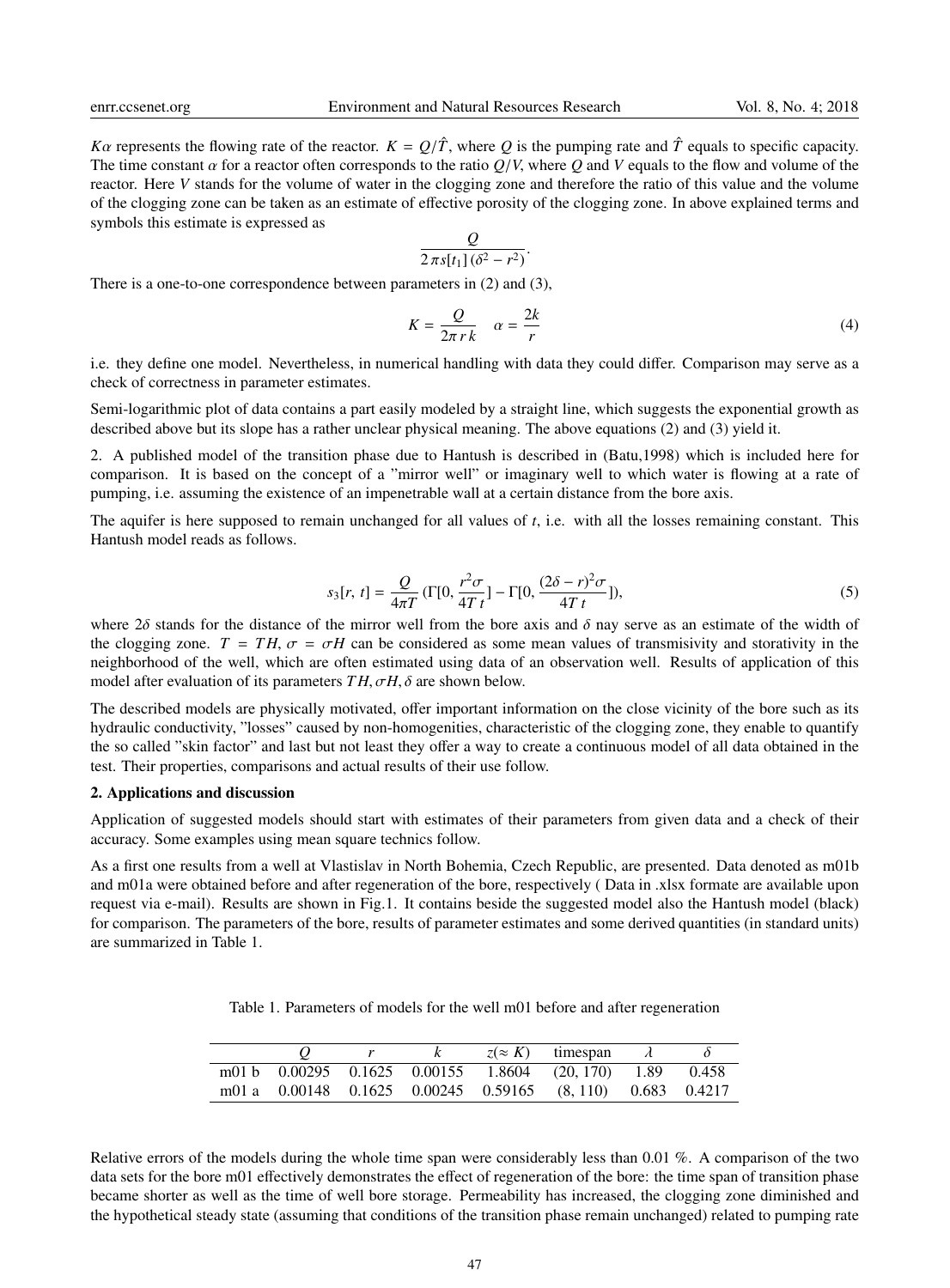$K\alpha$ represents the flowing rate of the reactor. $K = Q/\hat{T}$, where $Q$ is the pumping rate and $\hat{T}$ equals to specific capacity. The time constant $\alpha$ for a reactor often corresponds to the ratio $Q/V$, where $Q$ and $V$ equals to the flow and volume of the reactor. Here $V$ stands for the volume of water in the clogging zone and therefore the ratio of this value and the volume of the clogging zone can be taken as an estimate of effective porosity of the clogging zone. In above explained terms and symbols this estimate is expressed as

$$\frac{Q}{2\,\pi s[t_1]\,(\delta^2 - r^2)}.$$

There is a one-to-one correspondence between parameters in (2) and (3),

$$K = \frac{Q}{2\pi\, r\, k} \quad \alpha = \frac{2k}{r} \tag{4}$$

i.e. they define one model. Nevertheless, in numerical handling with data they could differ. Comparison may serve as a check of correctness in parameter estimates.

Semi-logarithmic plot of data contains a part easily modeled by a straight line, which suggests the exponential growth as described above but its slope has a rather unclear physical meaning. The above equations (2) and (3) yield it.

2. A published model of the transition phase due to Hantush is described in (Batu,1998) which is included here for comparison. It is based on the concept of a "mirror well" or imaginary well to which water is flowing at a rate of pumping, i.e. assuming the existence of an impenetrable wall at a certain distance from the bore axis.

The aquifer is here supposed to remain unchanged for all values of $t$, i.e. with all the losses remaining constant. This Hantush model reads as follows.

$$s_3[r,\, t] = \frac{Q}{4\pi T}\,(\Gamma[0,\, \frac{r^2\sigma}{4T\,t}] - \Gamma[0,\, \frac{(2\delta - r)^2\sigma}{4T\,t}]), \tag{5}$$

where $2\delta$ stands for the distance of the mirror well from the bore axis and $\delta$ nay serve as an estimate of the width of the clogging zone. $T = TH, \sigma = \sigma H$ can be considered as some mean values of transmisivity and storativity in the neighborhood of the well, which are often estimated using data of an observation well. Results of application of this model after evaluation of its parameters $TH, \sigma H, \delta$ are shown below.

The described models are physically motivated, offer important information on the close vicinity of the bore such as its hydraulic conductivity, "losses" caused by non-homogenities, characteristic of the clogging zone, they enable to quantify the so called "skin factor" and last but not least they offer a way to create a continuous model of all data obtained in the test. Their properties, comparisons and actual results of their use follow.

## 2. Applications and discussion

Application of suggested models should start with estimates of their parameters from given data and a check of their accuracy. Some examples using mean square technics follow.

As a first one results from a well at Vlastislav in North Bohemia, Czech Republic, are presented. Data denoted as m01b and m01a were obtained before and after regeneration of the bore, respectively ( Data in .xlsx formate are available upon request via e-mail). Results are shown in Fig.1. It contains beside the suggested model also the Hantush model (black) for comparison. The parameters of the bore, results of parameter estimates and some derived quantities (in standard units) are summarized in Table 1.

Table 1. Parameters of models for the well m01 before and after regeneration

| | $Q$ | $r$ | $k$ | $z(\approx K)$ | timespan | $\lambda$ | $\delta$ |
|---|---|---|---|---|---|---|---|
| m01 b | 0.00295 | 0.1625 | 0.00155 | 1.8604 | (20, 170) | 1.89 | 0.458 |
| m01 a | 0.00148 | 0.1625 | 0.00245 | 0.59165 | (8, 110) | 0.683 | 0.4217 |

Relative errors of the models during the whole time span were considerably less than 0.01 %. A comparison of the two data sets for the bore m01 effectively demonstrates the effect of regeneration of the bore: the time span of transition phase became shorter as well as the time of well bore storage. Permeability has increased, the clogging zone diminished and the hypothetical steady state (assuming that conditions of the transition phase remain unchanged) related to pumping rate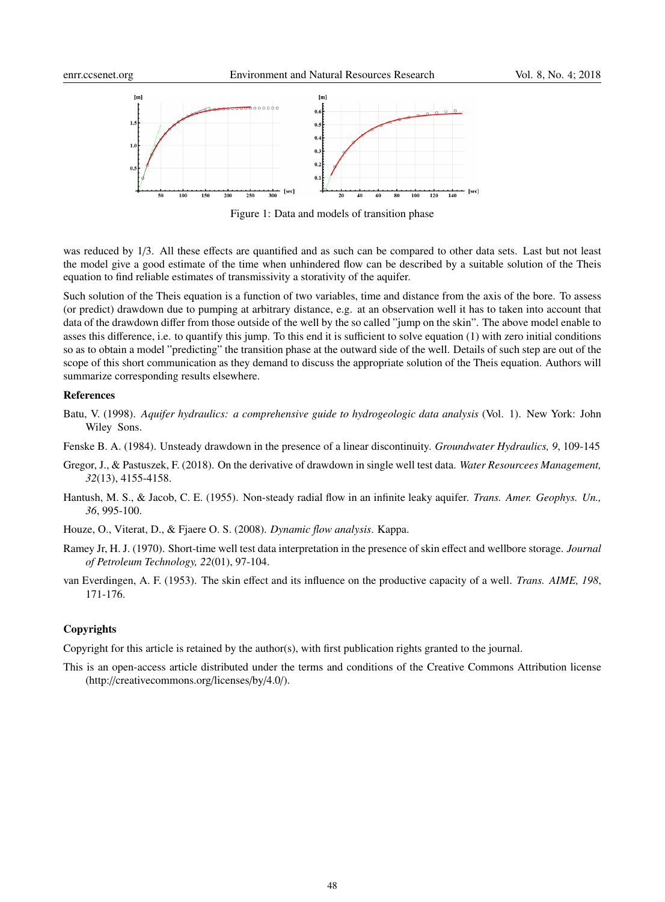[m]

1.5

1.0

0.5

50 100 150 200 250 300 [sec]

[m]

0.6

0.5

0.4

0.3

0.2

0.1

20 40 60 80 100 120 140 [sec]

Figure 1: Data and models of transition phase

was reduced by 1/3. All these effects are quantified and as such can be compared to other data sets. Last but not least the model give a good estimate of the time when unhindered flow can be described by a suitable solution of the Theis equation to find reliable estimates of transmissivity a storativity of the aquifer.

Such solution of the Theis equation is a function of two variables, time and distance from the axis of the bore. To assess (or predict) drawdown due to pumping at arbitrary distance, e.g. at an observation well it has to taken into account that data of the drawdown differ from those outside of the well by the so called "jump on the skin". The above model enable to asses this difference, i.e. to quantify this jump. To this end it is sufficient to solve equation (1) with zero initial conditions so as to obtain a model "predicting" the transition phase at the outward side of the well. Details of such step are out of the scope of this short communication as they demand to discuss the appropriate solution of the Theis equation. Authors will summarize corresponding results elsewhere.

## References

Batu, V. (1998). *Aquifer hydraulics: a comprehensive guide to hydrogeologic data analysis* (Vol. 1). New York: John Wiley Sons.

Fenske B. A. (1984). Unsteady drawdown in the presence of a linear discontinuity. *Groundwater Hydraulics, 9*, 109-145

Gregor, J., & Pastuszek, F. (2018). On the derivative of drawdown in single well test data. *Water Resourcees Management, 32*(13), 4155-4158.

Hantush, M. S., & Jacob, C. E. (1955). Non-steady radial flow in an infinite leaky aquifer. *Trans. Amer. Geophys. Un., 36*, 995-100.

Houze, O., Viterat, D., & Fjaere O. S. (2008). *Dynamic flow analysis*. Kappa.

Ramey Jr, H. J. (1970). Short-time well test data interpretation in the presence of skin effect and wellbore storage. *Journal of Petroleum Technology, 22*(01), 97-104.

van Everdingen, A. F. (1953). The skin effect and its influence on the productive capacity of a well. *Trans. AIME, 198*, 171-176.

## Copyrights

Copyright for this article is retained by the author(s), with first publication rights granted to the journal.

This is an open-access article distributed under the terms and conditions of the Creative Commons Attribution license (http://creativecommons.org/licenses/by/4.0/).